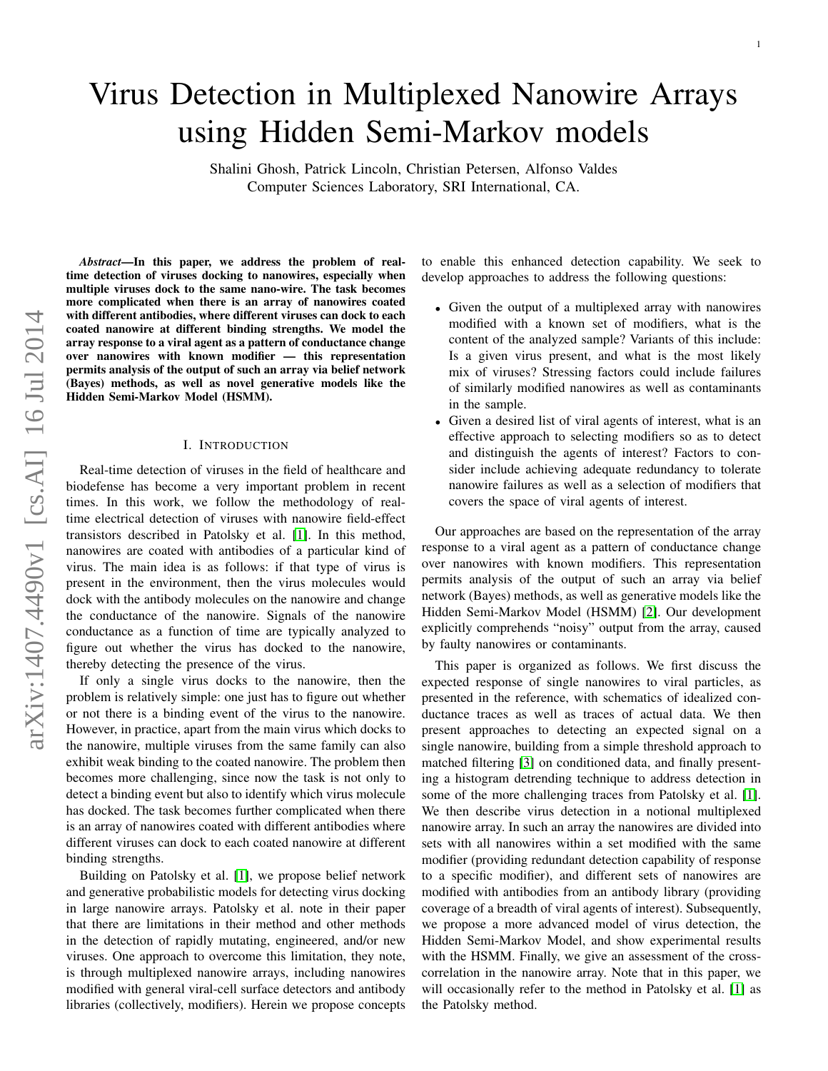# Virus Detection in Multiplexed Nanowire Arrays using Hidden Semi-Markov models

Shalini Ghosh, Patrick Lincoln, Christian Petersen, Alfonso Valdes
Computer Sciences Laboratory, SRI International, CA.

***Abstract*—In this paper, we address the problem of real-time detection of viruses docking to nanowires, especially when multiple viruses dock to the same nano-wire. The task becomes more complicated when there is an array of nanowires coated with different antibodies, where different viruses can dock to each coated nanowire at different binding strengths. We model the array response to a viral agent as a pattern of conductance change over nanowires with known modifier — this representation permits analysis of the output of such an array via belief network (Bayes) methods, as well as novel generative models like the Hidden Semi-Markov Model (HSMM).**

## I. Introduction

Real-time detection of viruses in the field of healthcare and biodefense has become a very important problem in recent times. In this work, we follow the methodology of real-time electrical detection of viruses with nanowire field-effect transistors described in Patolsky et al. [1]. In this method, nanowires are coated with antibodies of a particular kind of virus. The main idea is as follows: if that type of virus is present in the environment, then the virus molecules would dock with the antibody molecules on the nanowire and change the conductance of the nanowire. Signals of the nanowire conductance as a function of time are typically analyzed to figure out whether the virus has docked to the nanowire, thereby detecting the presence of the virus.

If only a single virus docks to the nanowire, then the problem is relatively simple: one just has to figure out whether or not there is a binding event of the virus to the nanowire. However, in practice, apart from the main virus which docks to the nanowire, multiple viruses from the same family can also exhibit weak binding to the coated nanowire. The problem then becomes more challenging, since now the task is not only to detect a binding event but also to identify which virus molecule has docked. The task becomes further complicated when there is an array of nanowires coated with different antibodies where different viruses can dock to each coated nanowire at different binding strengths.

Building on Patolsky et al. [1], we propose belief network and generative probabilistic models for detecting virus docking in large nanowire arrays. Patolsky et al. note in their paper that there are limitations in their method and other methods in the detection of rapidly mutating, engineered, and/or new viruses. One approach to overcome this limitation, they note, is through multiplexed nanowire arrays, including nanowires modified with general viral-cell surface detectors and antibody libraries (collectively, modifiers). Herein we propose concepts to enable this enhanced detection capability. We seek to develop approaches to address the following questions:

- Given the output of a multiplexed array with nanowires modified with a known set of modifiers, what is the content of the analyzed sample? Variants of this include: Is a given virus present, and what is the most likely mix of viruses? Stressing factors could include failures of similarly modified nanowires as well as contaminants in the sample.
- Given a desired list of viral agents of interest, what is an effective approach to selecting modifiers so as to detect and distinguish the agents of interest? Factors to consider include achieving adequate redundancy to tolerate nanowire failures as well as a selection of modifiers that covers the space of viral agents of interest.

Our approaches are based on the representation of the array response to a viral agent as a pattern of conductance change over nanowires with known modifiers. This representation permits analysis of the output of such an array via belief network (Bayes) methods, as well as generative models like the Hidden Semi-Markov Model (HSMM) [2]. Our development explicitly comprehends "noisy" output from the array, caused by faulty nanowires or contaminants.

This paper is organized as follows. We first discuss the expected response of single nanowires to viral particles, as presented in the reference, with schematics of idealized conductance traces as well as traces of actual data. We then present approaches to detecting an expected signal on a single nanowire, building from a simple threshold approach to matched filtering [3] on conditioned data, and finally presenting a histogram detrending technique to address detection in some of the more challenging traces from Patolsky et al. [1]. We then describe virus detection in a notional multiplexed nanowire array. In such an array the nanowires are divided into sets with all nanowires within a set modified with the same modifier (providing redundant detection capability of response to a specific modifier), and different sets of nanowires are modified with antibodies from an antibody library (providing coverage of a breadth of viral agents of interest). Subsequently, we propose a more advanced model of virus detection, the Hidden Semi-Markov Model, and show experimental results with the HSMM. Finally, we give an assessment of the cross-correlation in the nanowire array. Note that in this paper, we will occasionally refer to the method in Patolsky et al. [1] as the Patolsky method.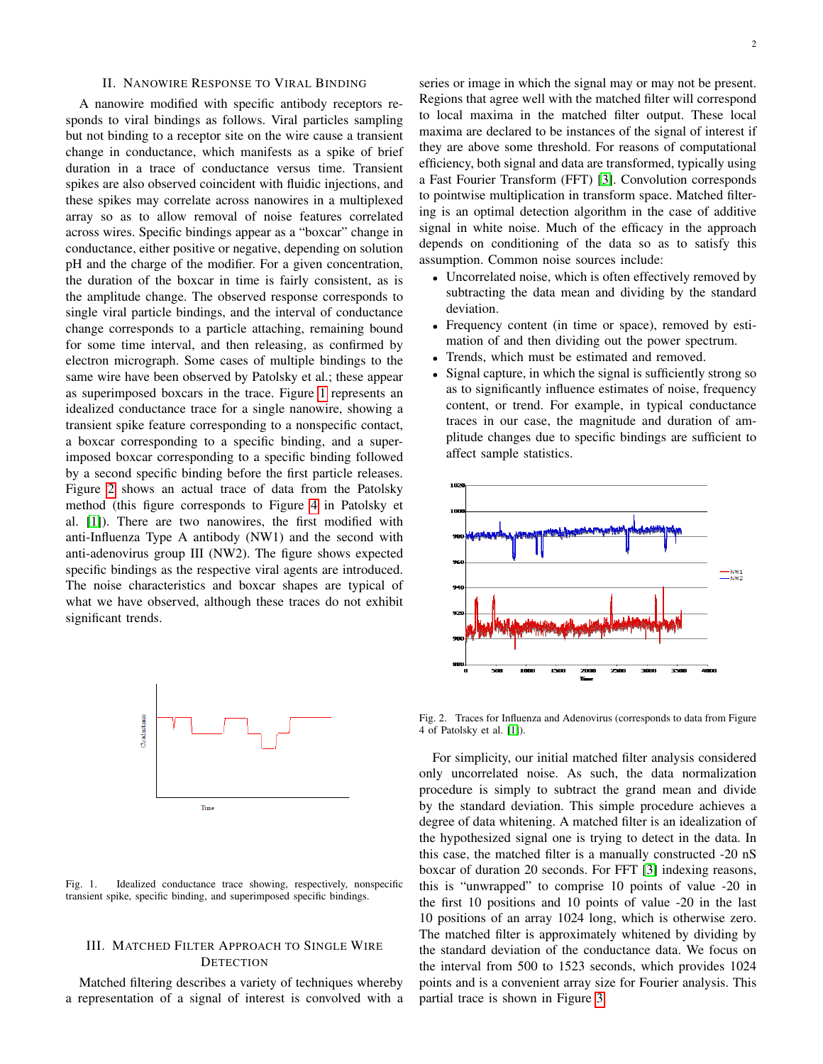## II. Nanowire Response to Viral Binding

A nanowire modified with specific antibody receptors responds to viral bindings as follows. Viral particles sampling but not binding to a receptor site on the wire cause a transient change in conductance, which manifests as a spike of brief duration in a trace of conductance versus time. Transient spikes are also observed coincident with fluidic injections, and these spikes may correlate across nanowires in a multiplexed array so as to allow removal of noise features correlated across wires. Specific bindings appear as a "boxcar" change in conductance, either positive or negative, depending on solution pH and the charge of the modifier. For a given concentration, the duration of the boxcar in time is fairly consistent, as is the amplitude change. The observed response corresponds to single viral particle bindings, and the interval of conductance change corresponds to a particle attaching, remaining bound for some time interval, and then releasing, as confirmed by electron micrograph. Some cases of multiple bindings to the same wire have been observed by Patolsky et al.; these appear as superimposed boxcars in the trace. Figure 1 represents an idealized conductance trace for a single nanowire, showing a transient spike feature corresponding to a nonspecific contact, a boxcar corresponding to a specific binding, and a superimposed boxcar corresponding to a specific binding followed by a second specific binding before the first particle releases. Figure 2 shows an actual trace of data from the Patolsky method (this figure corresponds to Figure 4 in Patolsky et al. [1]). There are two nanowires, the first modified with anti-Influenza Type A antibody (NW1) and the second with anti-adenovirus group III (NW2). The figure shows expected specific bindings as the respective viral agents are introduced. The noise characteristics and boxcar shapes are typical of what we have observed, although these traces do not exhibit significant trends.

Fig. 1. Idealized conductance trace showing, respectively, nonspecific transient spike, specific binding, and superimposed specific bindings.

## III. Matched Filter Approach to Single Wire Detection

Matched filtering describes a variety of techniques whereby a representation of a signal of interest is convolved with a series or image in which the signal may or may not be present. Regions that agree well with the matched filter will correspond to local maxima in the matched filter output. These local maxima are declared to be instances of the signal of interest if they are above some threshold. For reasons of computational efficiency, both signal and data are transformed, typically using a Fast Fourier Transform (FFT) [3]. Convolution corresponds to pointwise multiplication in transform space. Matched filtering is an optimal detection algorithm in the case of additive signal in white noise. Much of the efficacy in the approach depends on conditioning of the data so as to satisfy this assumption. Common noise sources include:

- Uncorrelated noise, which is often effectively removed by subtracting the data mean and dividing by the standard deviation.
- Frequency content (in time or space), removed by estimation of and then dividing out the power spectrum.
- Trends, which must be estimated and removed.
- Signal capture, in which the signal is sufficiently strong so as to significantly influence estimates of noise, frequency content, or trend. For example, in typical conductance traces in our case, the magnitude and duration of amplitude changes due to specific bindings are sufficient to affect sample statistics.

Fig. 2. Traces for Influenza and Adenovirus (corresponds to data from Figure 4 of Patolsky et al. [1]).

For simplicity, our initial matched filter analysis considered only uncorrelated noise. As such, the data normalization procedure is simply to subtract the grand mean and divide by the standard deviation. This simple procedure achieves a degree of data whitening. A matched filter is an idealization of the hypothesized signal one is trying to detect in the data. In this case, the matched filter is a manually constructed -20 nS boxcar of duration 20 seconds. For FFT [3] indexing reasons, this is "unwrapped" to comprise 10 points of value -20 in the first 10 positions and 10 points of value -20 in the last 10 positions of an array 1024 long, which is otherwise zero. The matched filter is approximately whitened by dividing by the standard deviation of the conductance data. We focus on the interval from 500 to 1523 seconds, which provides 1024 points and is a convenient array size for Fourier analysis. This partial trace is shown in Figure 3.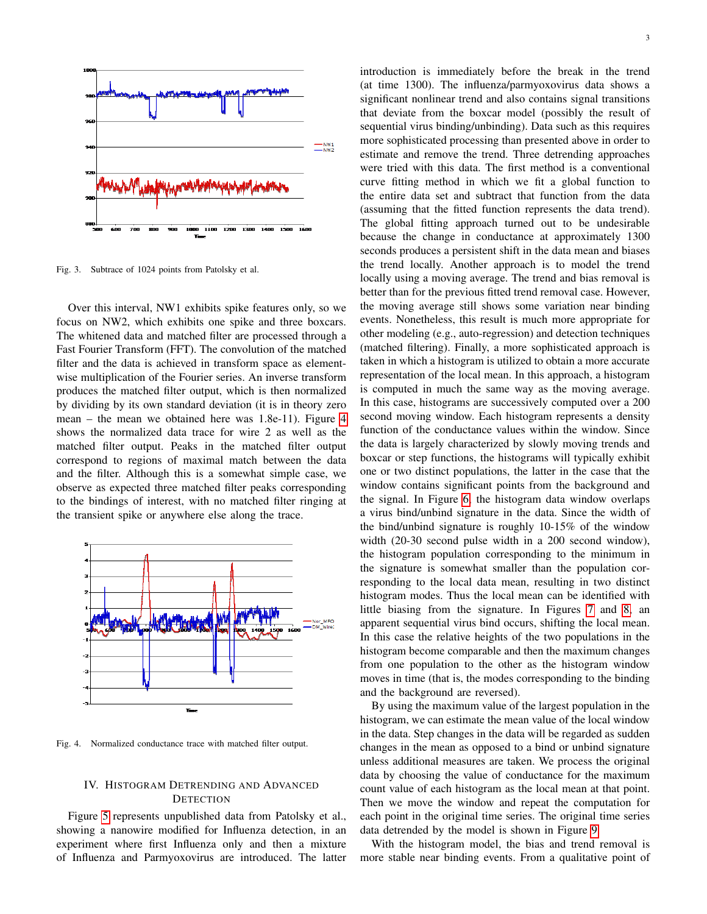Fig. 3. Subtrace of 1024 points from Patolsky et al.

Over this interval, NW1 exhibits spike features only, so we focus on NW2, which exhibits one spike and three boxcars. The whitened data and matched filter are processed through a Fast Fourier Transform (FFT). The convolution of the matched filter and the data is achieved in transform space as element-wise multiplication of the Fourier series. An inverse transform produces the matched filter output, which is then normalized by dividing by its own standard deviation (it is in theory zero mean – the mean we obtained here was 1.8e-11). Figure 4 shows the normalized data trace for wire 2 as well as the matched filter output. Peaks in the matched filter output correspond to regions of maximal match between the data and the filter. Although this is a somewhat simple case, we observe as expected three matched filter peaks corresponding to the bindings of interest, with no matched filter ringing at the transient spike or anywhere else along the trace.

Fig. 4. Normalized conductance trace with matched filter output.

## IV. Histogram Detrending and Advanced Detection

Figure 5 represents unpublished data from Patolsky et al., showing a nanowire modified for Influenza detection, in an experiment where first Influenza only and then a mixture of Influenza and Parmyoxovirus are introduced. The latter introduction is immediately before the break in the trend (at time 1300). The influenza/parmyoxovirus data shows a significant nonlinear trend and also contains signal transitions that deviate from the boxcar model (possibly the result of sequential virus binding/unbinding). Data such as this requires more sophisticated processing than presented above in order to estimate and remove the trend. Three detrending approaches were tried with this data. The first method is a conventional curve fitting method in which we fit a global function to the entire data set and subtract that function from the data (assuming that the fitted function represents the data trend). The global fitting approach turned out to be undesirable because the change in conductance at approximately 1300 seconds produces a persistent shift in the data mean and biases the trend locally. Another approach is to model the trend locally using a moving average. The trend and bias removal is better than for the previous fitted trend removal case. However, the moving average still shows some variation near binding events. Nonetheless, this result is much more appropriate for other modeling (e.g., auto-regression) and detection techniques (matched filtering). Finally, a more sophisticated approach is taken in which a histogram is utilized to obtain a more accurate representation of the local mean. In this approach, a histogram is computed in much the same way as the moving average. In this case, histograms are successively computed over a 200 second moving window. Each histogram represents a density function of the conductance values within the window. Since the data is largely characterized by slowly moving trends and boxcar or step functions, the histograms will typically exhibit one or two distinct populations, the latter in the case that the window contains significant points from the background and the signal. In Figure 6, the histogram data window overlaps a virus bind/unbind signature in the data. Since the width of the bind/unbind signature is roughly 10-15% of the window width (20-30 second pulse width in a 200 second window), the histogram population corresponding to the minimum in the signature is somewhat smaller than the population corresponding to the local data mean, resulting in two distinct histogram modes. Thus the local mean can be identified with little biasing from the signature. In Figures 7 and 8, an apparent sequential virus bind occurs, shifting the local mean. In this case the relative heights of the two populations in the histogram become comparable and then the maximum changes from one population to the other as the histogram window moves in time (that is, the modes corresponding to the binding and the background are reversed).

By using the maximum value of the largest population in the histogram, we can estimate the mean value of the local window in the data. Step changes in the data will be regarded as sudden changes in the mean as opposed to a bind or unbind signature unless additional measures are taken. We process the original data by choosing the value of conductance for the maximum count value of each histogram as the local mean at that point. Then we move the window and repeat the computation for each point in the original time series. The original time series data detrended by the model is shown in Figure 9.

With the histogram model, the bias and trend removal is more stable near binding events. From a qualitative point of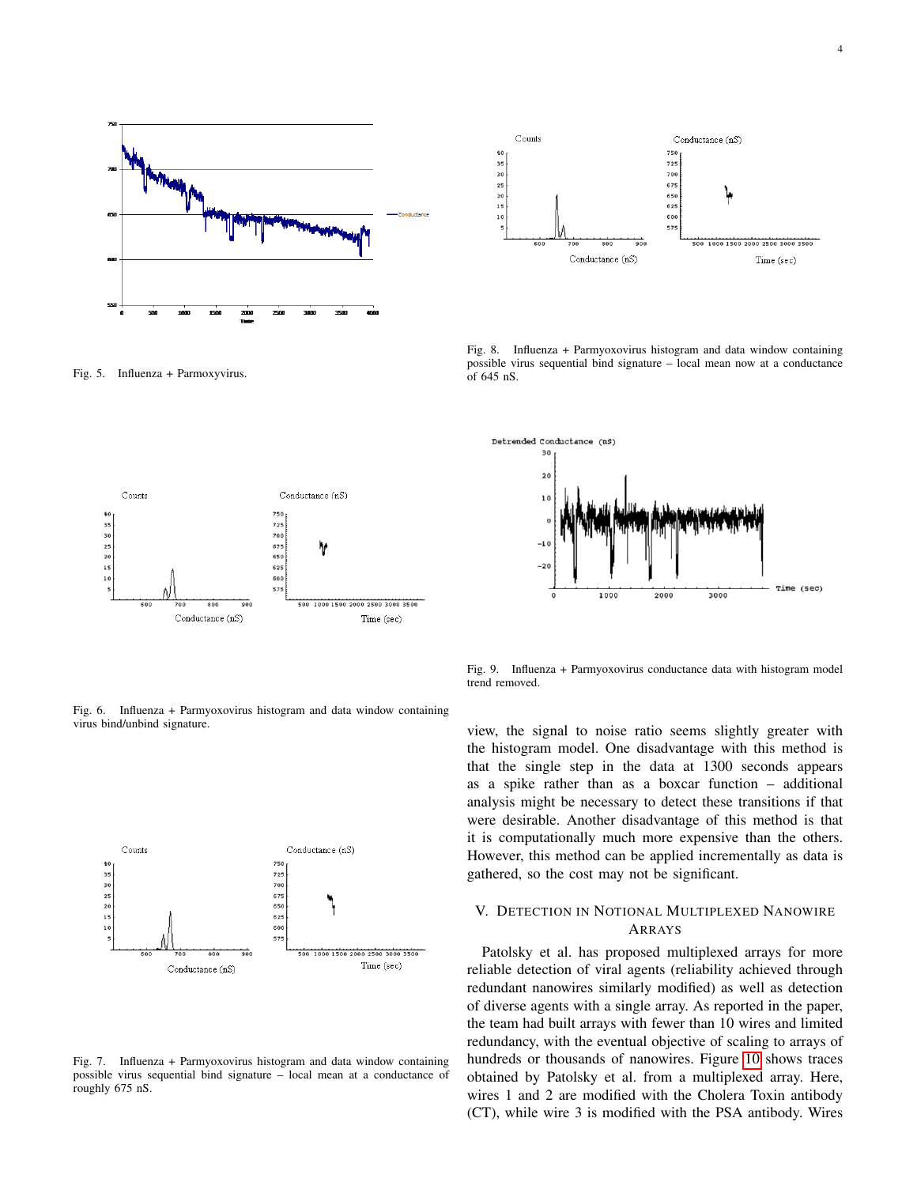Fig. 5. Influenza + Parmoxyvirus.

Fig. 6. Influenza + Parmyoxovirus histogram and data window containing virus bind/unbind signature.

Fig. 7. Influenza + Parmyoxovirus histogram and data window containing possible virus sequential bind signature – local mean at a conductance of roughly 675 nS.

Fig. 8. Influenza + Parmyoxovirus histogram and data window containing possible virus sequential bind signature – local mean now at a conductance of 645 nS.

Fig. 9. Influenza + Parmyoxovirus conductance data with histogram model trend removed.

view, the signal to noise ratio seems slightly greater with the histogram model. One disadvantage with this method is that the single step in the data at 1300 seconds appears as a spike rather than as a boxcar function – additional analysis might be necessary to detect these transitions if that were desirable. Another disadvantage of this method is that it is computationally much more expensive than the others. However, this method can be applied incrementally as data is gathered, so the cost may not be significant.

## V. Detection in Notional Multiplexed Nanowire Arrays

Patolsky et al. has proposed multiplexed arrays for more reliable detection of viral agents (reliability achieved through redundant nanowires similarly modified) as well as detection of diverse agents with a single array. As reported in the paper, the team had built arrays with fewer than 10 wires and limited redundancy, with the eventual objective of scaling to arrays of hundreds or thousands of nanowires. Figure 10 shows traces obtained by Patolsky et al. from a multiplexed array. Here, wires 1 and 2 are modified with the Cholera Toxin antibody (CT), while wire 3 is modified with the PSA antibody. Wires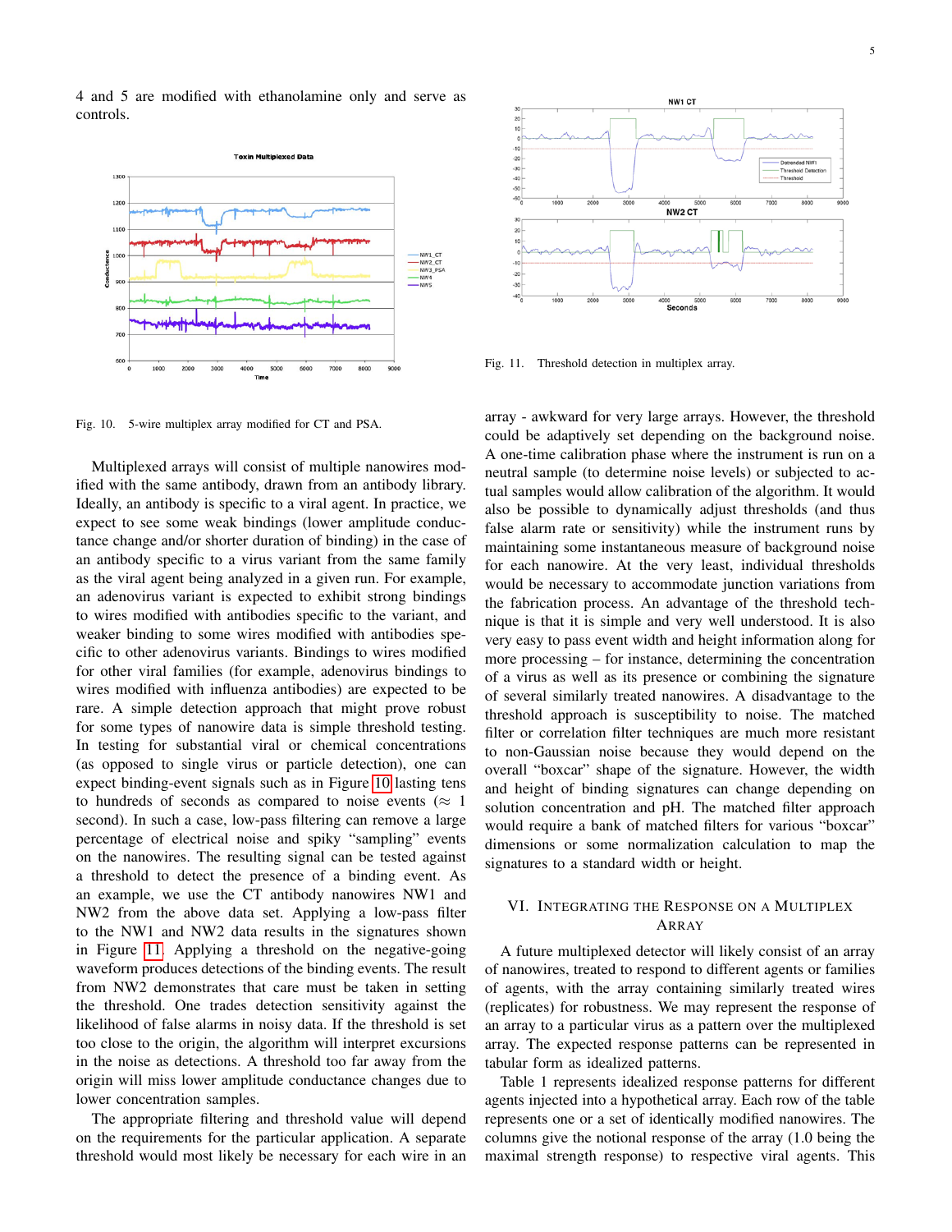4 and 5 are modified with ethanolamine only and serve as controls.

Fig. 10. 5-wire multiplex array modified for CT and PSA.

Multiplexed arrays will consist of multiple nanowires modified with the same antibody, drawn from an antibody library. Ideally, an antibody is specific to a viral agent. In practice, we expect to see some weak bindings (lower amplitude conductance change and/or shorter duration of binding) in the case of an antibody specific to a virus variant from the same family as the viral agent being analyzed in a given run. For example, an adenovirus variant is expected to exhibit strong bindings to wires modified with antibodies specific to the variant, and weaker binding to some wires modified with antibodies specific to other adenovirus variants. Bindings to wires modified for other viral families (for example, adenovirus bindings to wires modified with influenza antibodies) are expected to be rare. A simple detection approach that might prove robust for some types of nanowire data is simple threshold testing. In testing for substantial viral or chemical concentrations (as opposed to single virus or particle detection), one can expect binding-event signals such as in Figure 10 lasting tens to hundreds of seconds as compared to noise events ($\approx$ 1 second). In such a case, low-pass filtering can remove a large percentage of electrical noise and spiky "sampling" events on the nanowires. The resulting signal can be tested against a threshold to detect the presence of a binding event. As an example, we use the CT antibody nanowires NW1 and NW2 from the above data set. Applying a low-pass filter to the NW1 and NW2 data results in the signatures shown in Figure 11. Applying a threshold on the negative-going waveform produces detections of the binding events. The result from NW2 demonstrates that care must be taken in setting the threshold. One trades detection sensitivity against the likelihood of false alarms in noisy data. If the threshold is set too close to the origin, the algorithm will interpret excursions in the noise as detections. A threshold too far away from the origin will miss lower amplitude conductance changes due to lower concentration samples.

The appropriate filtering and threshold value will depend on the requirements for the particular application. A separate threshold would most likely be necessary for each wire in an array - awkward for very large arrays. However, the threshold could be adaptively set depending on the background noise. A one-time calibration phase where the instrument is run on a neutral sample (to determine noise levels) or subjected to actual samples would allow calibration of the algorithm. It would also be possible to dynamically adjust thresholds (and thus false alarm rate or sensitivity) while the instrument runs by maintaining some instantaneous measure of background noise for each nanowire. At the very least, individual thresholds would be necessary to accommodate junction variations from the fabrication process. An advantage of the threshold technique is that it is simple and very well understood. It is also very easy to pass event width and height information along for more processing – for instance, determining the concentration of a virus as well as its presence or combining the signature of several similarly treated nanowires. A disadvantage to the threshold approach is susceptibility to noise. The matched filter or correlation filter techniques are much more resistant to non-Gaussian noise because they would depend on the overall "boxcar" shape of the signature. However, the width and height of binding signatures can change depending on solution concentration and pH. The matched filter approach would require a bank of matched filters for various "boxcar" dimensions or some normalization calculation to map the signatures to a standard width or height.

Fig. 11. Threshold detection in multiplex array.

## VI. Integrating the Response on a Multiplex Array

A future multiplexed detector will likely consist of an array of nanowires, treated to respond to different agents or families of agents, with the array containing similarly treated wires (replicates) for robustness. We may represent the response of an array to a particular virus as a pattern over the multiplexed array. The expected response patterns can be represented in tabular form as idealized patterns.

Table 1 represents idealized response patterns for different agents injected into a hypothetical array. Each row of the table represents one or a set of identically modified nanowires. The columns give the notional response of the array (1.0 being the maximal strength response) to respective viral agents. This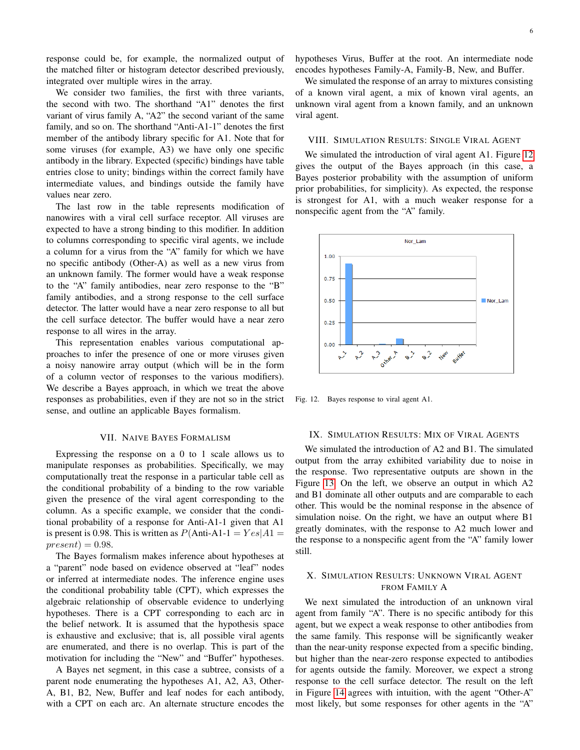response could be, for example, the normalized output of the matched filter or histogram detector described previously, integrated over multiple wires in the array.

We consider two families, the first with three variants, the second with two. The shorthand "A1" denotes the first variant of virus family A, "A2" the second variant of the same family, and so on. The shorthand "Anti-A1-1" denotes the first member of the antibody library specific for A1. Note that for some viruses (for example, A3) we have only one specific antibody in the library. Expected (specific) bindings have table entries close to unity; bindings within the correct family have intermediate values, and bindings outside the family have values near zero.

The last row in the table represents modification of nanowires with a viral cell surface receptor. All viruses are expected to have a strong binding to this modifier. In addition to columns corresponding to specific viral agents, we include a column for a virus from the "A" family for which we have no specific antibody (Other-A) as well as a new virus from an unknown family. The former would have a weak response to the "A" family antibodies, near zero response to the "B" family antibodies, and a strong response to the cell surface detector. The latter would have a near zero response to all but the cell surface detector. The buffer would have a near zero response to all wires in the array.

This representation enables various computational approaches to infer the presence of one or more viruses given a noisy nanowire array output (which will be in the form of a column vector of responses to the various modifiers). We describe a Bayes approach, in which we treat the above responses as probabilities, even if they are not so in the strict sense, and outline an applicable Bayes formalism.

## VII. Naive Bayes Formalism

Expressing the response on a 0 to 1 scale allows us to manipulate responses as probabilities. Specifically, we may computationally treat the response in a particular table cell as the conditional probability of a binding to the row variable given the presence of the viral agent corresponding to the column. As a specific example, we consider that the conditional probability of a response for Anti-A1-1 given that A1 is present is 0.98. This is written as $P(\text{Anti-A1-1} = Yes|A1 = present) = 0.98$.

The Bayes formalism makes inference about hypotheses at a "parent" node based on evidence observed at "leaf" nodes or inferred at intermediate nodes. The inference engine uses the conditional probability table (CPT), which expresses the algebraic relationship of observable evidence to underlying hypotheses. There is a CPT corresponding to each arc in the belief network. It is assumed that the hypothesis space is exhaustive and exclusive; that is, all possible viral agents are enumerated, and there is no overlap. This is part of the motivation for including the "New" and "Buffer" hypotheses.

A Bayes net segment, in this case a subtree, consists of a parent node enumerating the hypotheses A1, A2, A3, Other-A, B1, B2, New, Buffer and leaf nodes for each antibody, with a CPT on each arc. An alternate structure encodes the hypotheses Virus, Buffer at the root. An intermediate node encodes hypotheses Family-A, Family-B, New, and Buffer.

We simulated the response of an array to mixtures consisting of a known viral agent, a mix of known viral agents, an unknown viral agent from a known family, and an unknown viral agent.

## VIII. Simulation Results: Single Viral Agent

We simulated the introduction of viral agent A1. Figure 12 gives the output of the Bayes approach (in this case, a Bayes posterior probability with the assumption of uniform prior probabilities, for simplicity). As expected, the response is strongest for A1, with a much weaker response for a nonspecific agent from the "A" family.

Fig. 12. Bayes response to viral agent A1.

## IX. Simulation Results: Mix of Viral Agents

We simulated the introduction of A2 and B1. The simulated output from the array exhibited variability due to noise in the response. Two representative outputs are shown in the Figure 13. On the left, we observe an output in which A2 and B1 dominate all other outputs and are comparable to each other. This would be the nominal response in the absence of simulation noise. On the right, we have an output where B1 greatly dominates, with the response to A2 much lower and the response to a nonspecific agent from the "A" family lower still.

## X. Simulation Results: Unknown Viral Agent from Family A

We next simulated the introduction of an unknown viral agent from family "A". There is no specific antibody for this agent, but we expect a weak response to other antibodies from the same family. This response will be significantly weaker than the near-unity response expected from a specific binding, but higher than the near-zero response expected to antibodies for agents outside the family. Moreover, we expect a strong response to the cell surface detector. The result on the left in Figure 14 agrees with intuition, with the agent "Other-A" most likely, but some responses for other agents in the "A"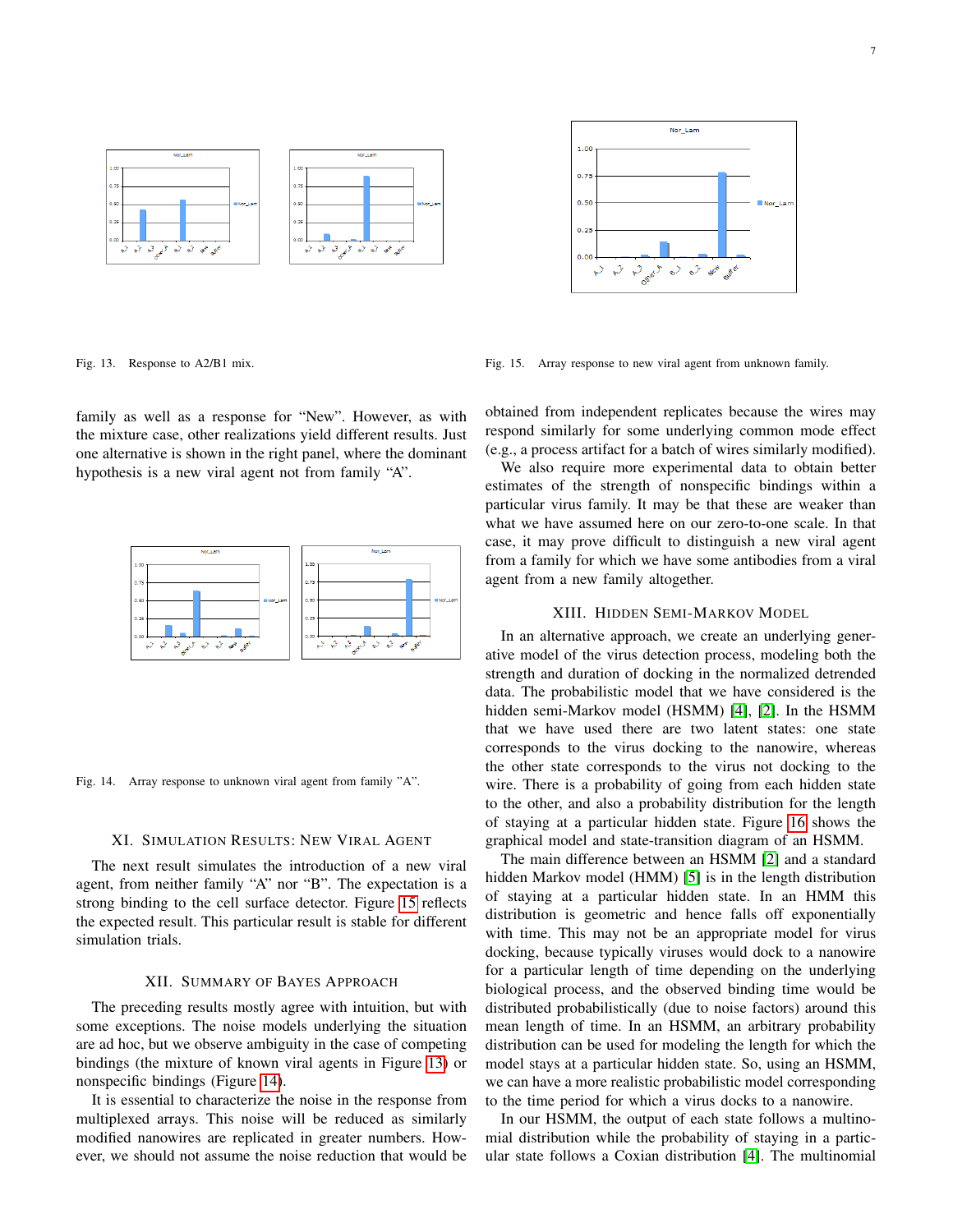Fig. 13. Response to A2/B1 mix.

Fig. 15. Array response to new viral agent from unknown family.

family as well as a response for "New". However, as with the mixture case, other realizations yield different results. Just one alternative is shown in the right panel, where the dominant hypothesis is a new viral agent not from family "A".

Fig. 14. Array response to unknown viral agent from family "A".

## XI. Simulation Results: New Viral Agent

The next result simulates the introduction of a new viral agent, from neither family "A" nor "B". The expectation is a strong binding to the cell surface detector. Figure 15 reflects the expected result. This particular result is stable for different simulation trials.

## XII. Summary of Bayes Approach

The preceding results mostly agree with intuition, but with some exceptions. The noise models underlying the situation are ad hoc, but we observe ambiguity in the case of competing bindings (the mixture of known viral agents in Figure 13) or nonspecific bindings (Figure 14).

It is essential to characterize the noise in the response from multiplexed arrays. This noise will be reduced as similarly modified nanowires are replicated in greater numbers. However, we should not assume the noise reduction that would be obtained from independent replicates because the wires may respond similarly for some underlying common mode effect (e.g., a process artifact for a batch of wires similarly modified).

We also require more experimental data to obtain better estimates of the strength of nonspecific bindings within a particular virus family. It may be that these are weaker than what we have assumed here on our zero-to-one scale. In that case, it may prove difficult to distinguish a new viral agent from a family for which we have some antibodies from a viral agent from a new family altogether.

## XIII. Hidden Semi-Markov Model

In an alternative approach, we create an underlying generative model of the virus detection process, modeling both the strength and duration of docking in the normalized detrended data. The probabilistic model that we have considered is the hidden semi-Markov model (HSMM) [4], [2]. In the HSMM that we have used there are two latent states: one state corresponds to the virus docking to the nanowire, whereas the other state corresponds to the virus not docking to the wire. There is a probability of going from each hidden state to the other, and also a probability distribution for the length of staying at a particular hidden state. Figure 16 shows the graphical model and state-transition diagram of an HSMM.

The main difference between an HSMM [2] and a standard hidden Markov model (HMM) [5] is in the length distribution of staying at a particular hidden state. In an HMM this distribution is geometric and hence falls off exponentially with time. This may not be an appropriate model for virus docking, because typically viruses would dock to a nanowire for a particular length of time depending on the underlying biological process, and the observed binding time would be distributed probabilistically (due to noise factors) around this mean length of time. In an HSMM, an arbitrary probability distribution can be used for modeling the length for which the model stays at a particular hidden state. So, using an HSMM, we can have a more realistic probabilistic model corresponding to the time period for which a virus docks to a nanowire.

In our HSMM, the output of each state follows a multinomial distribution while the probability of staying in a particular state follows a Coxian distribution [4]. The multinomial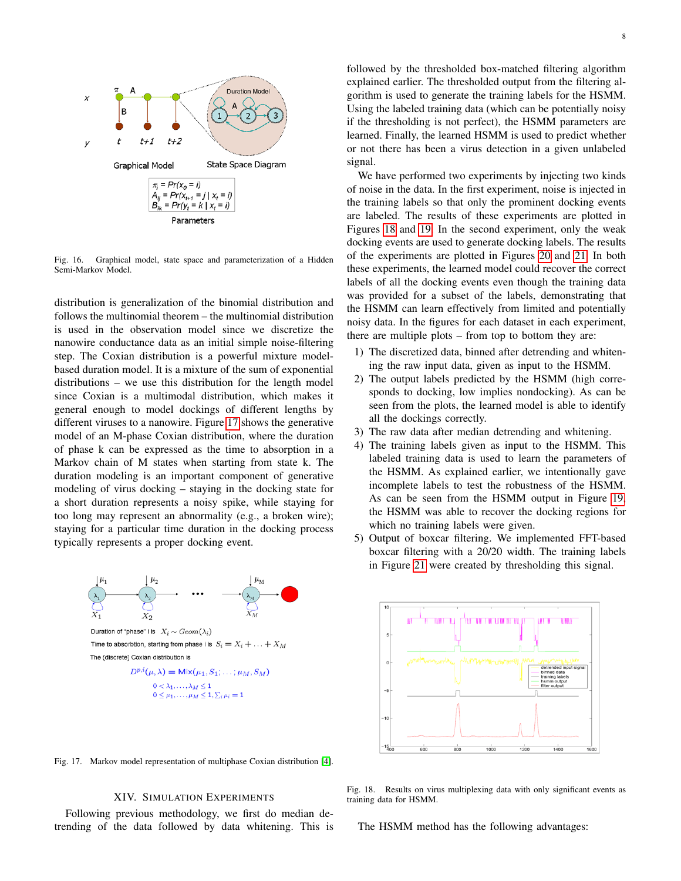Fig. 16. Graphical model, state space and parameterization of a Hidden Semi-Markov Model.

distribution is generalization of the binomial distribution and follows the multinomial theorem – the multinomial distribution is used in the observation model since we discretize the nanowire conductance data as an initial simple noise-filtering step. The Coxian distribution is a powerful mixture model-based duration model. It is a mixture of the sum of exponential distributions – we use this distribution for the length model since Coxian is a multimodal distribution, which makes it general enough to model dockings of different lengths by different viruses to a nanowire. Figure 17 shows the generative model of an M-phase Coxian distribution, where the duration of phase k can be expressed as the time to absorption in a Markov chain of M states when starting from state k. The duration modeling is an important component of generative modeling of virus docking – staying in the docking state for a short duration represents a noisy spike, while staying for too long may represent an abnormality (e.g., a broken wire); staying for a particular time duration in the docking process typically represents a proper docking event.

Fig. 17. Markov model representation of multiphase Coxian distribution [4].

## XIV. Simulation Experiments

Following previous methodology, we first do median detrending of the data followed by data whitening. This is followed by the thresholded box-matched filtering algorithm explained earlier. The thresholded output from the filtering algorithm is used to generate the training labels for the HSMM. Using the labeled training data (which can be potentially noisy if the thresholding is not perfect), the HSMM parameters are learned. Finally, the learned HSMM is used to predict whether or not there has been a virus detection in a given unlabeled signal.

We have performed two experiments by injecting two kinds of noise in the data. In the first experiment, noise is injected in the training labels so that only the prominent docking events are labeled. The results of these experiments are plotted in Figures 18 and 19. In the second experiment, only the weak docking events are used to generate docking labels. The results of the experiments are plotted in Figures 20 and 21. In both these experiments, the learned model could recover the correct labels of all the docking events even though the training data was provided for a subset of the labels, demonstrating that the HSMM can learn effectively from limited and potentially noisy data. In the figures for each dataset in each experiment, there are multiple plots – from top to bottom they are:

1) The discretized data, binned after detrending and whitening the raw input data, given as input to the HSMM.
2) The output labels predicted by the HSMM (high corresponds to docking, low implies nondocking). As can be seen from the plots, the learned model is able to identify all the dockings correctly.
3) The raw data after median detrending and whitening.
4) The training labels given as input to the HSMM. This labeled training data is used to learn the parameters of the HSMM. As explained earlier, we intentionally gave incomplete labels to test the robustness of the HSMM. As can be seen from the HSMM output in Figure 19, the HSMM was able to recover the docking regions for which no training labels were given.
5) Output of boxcar filtering. We implemented FFT-based boxcar filtering with a 20/20 width. The training labels in Figure 21 were created by thresholding this signal.

Fig. 18. Results on virus multiplexing data with only significant events as training data for HSMM.

The HSMM method has the following advantages: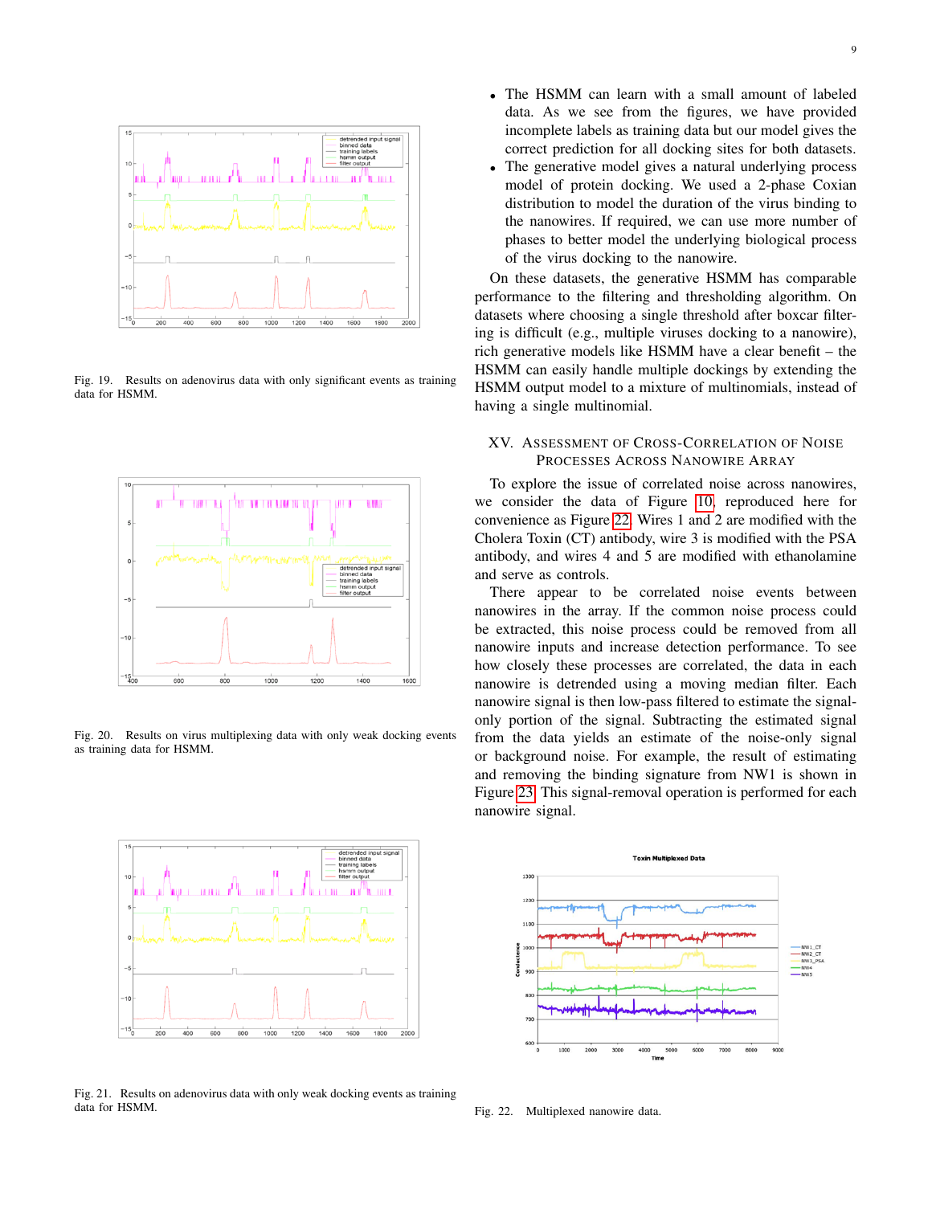Fig. 19. Results on adenovirus data with only significant events as training data for HSMM.

Fig. 20. Results on virus multiplexing data with only weak docking events as training data for HSMM.

Fig. 21. Results on adenovirus data with only weak docking events as training data for HSMM.

- The HSMM can learn with a small amount of labeled data. As we see from the figures, we have provided incomplete labels as training data but our model gives the correct prediction for all docking sites for both datasets.
- The generative model gives a natural underlying process model of protein docking. We used a 2-phase Coxian distribution to model the duration of the virus binding to the nanowires. If required, we can use more number of phases to better model the underlying biological process of the virus docking to the nanowire.

On these datasets, the generative HSMM has comparable performance to the filtering and thresholding algorithm. On datasets where choosing a single threshold after boxcar filtering is difficult (e.g., multiple viruses docking to a nanowire), rich generative models like HSMM have a clear benefit – the HSMM can easily handle multiple dockings by extending the HSMM output model to a mixture of multinomials, instead of having a single multinomial.

## XV. Assessment of Cross-Correlation of Noise Processes Across Nanowire Array

To explore the issue of correlated noise across nanowires, we consider the data of Figure 10, reproduced here for convenience as Figure 22. Wires 1 and 2 are modified with the Cholera Toxin (CT) antibody, wire 3 is modified with the PSA antibody, and wires 4 and 5 are modified with ethanolamine and serve as controls.

There appear to be correlated noise events between nanowires in the array. If the common noise process could be extracted, this noise process could be removed from all nanowire inputs and increase detection performance. To see how closely these processes are correlated, the data in each nanowire is detrended using a moving median filter. Each nanowire signal is then low-pass filtered to estimate the signal-only portion of the signal. Subtracting the estimated signal from the data yields an estimate of the noise-only signal or background noise. For example, the result of estimating and removing the binding signature from NW1 is shown in Figure 23. This signal-removal operation is performed for each nanowire signal.

Fig. 22. Multiplexed nanowire data.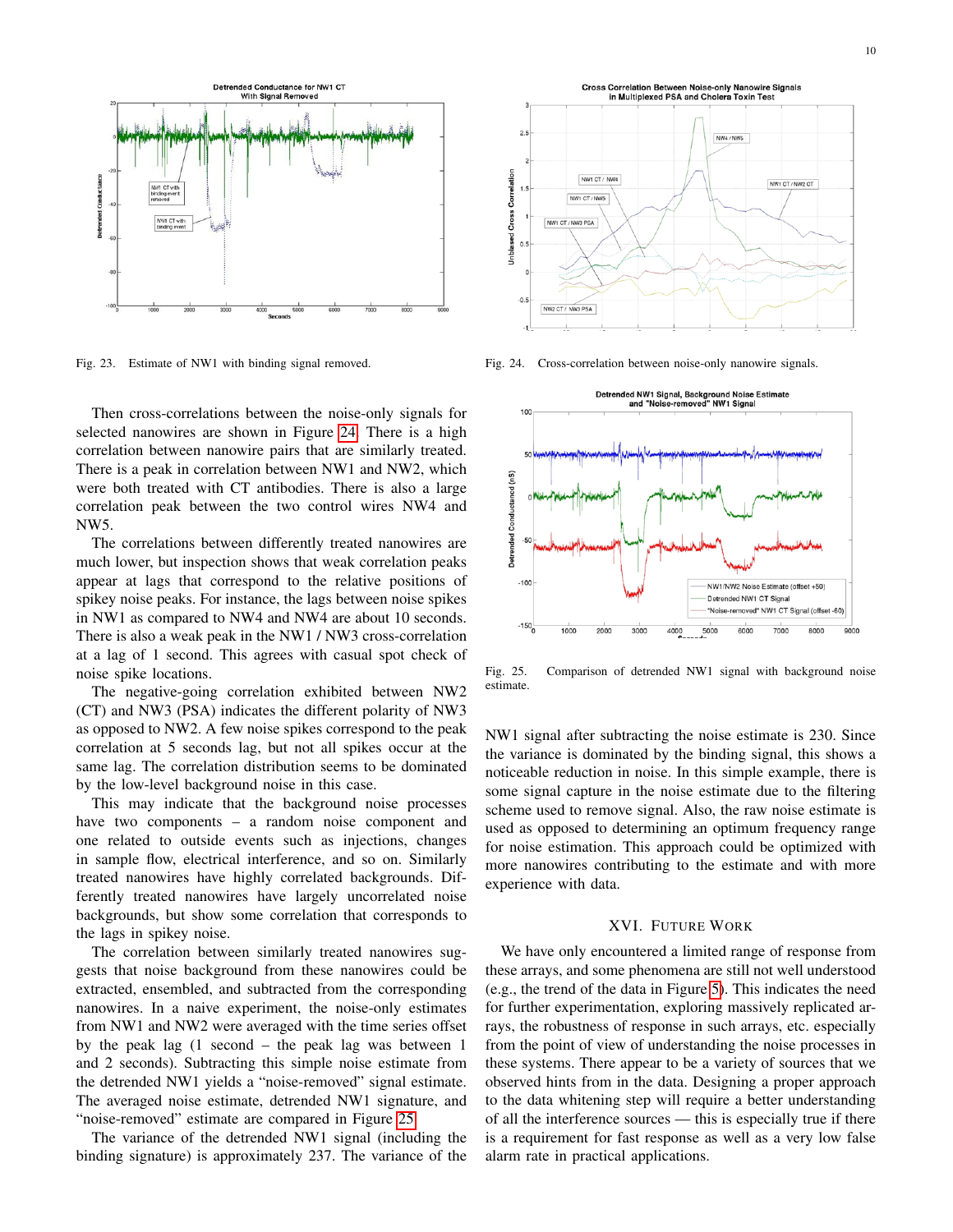Fig. 23. Estimate of NW1 with binding signal removed.

Fig. 24. Cross-correlation between noise-only nanowire signals.

Then cross-correlations between the noise-only signals for selected nanowires are shown in Figure 24. There is a high correlation between nanowire pairs that are similarly treated. There is a peak in correlation between NW1 and NW2, which were both treated with CT antibodies. There is also a large correlation peak between the two control wires NW4 and NW5.

The correlations between differently treated nanowires are much lower, but inspection shows that weak correlation peaks appear at lags that correspond to the relative positions of spikey noise peaks. For instance, the lags between noise spikes in NW1 as compared to NW4 and NW4 are about 10 seconds. There is also a weak peak in the NW1 / NW3 cross-correlation at a lag of 1 second. This agrees with casual spot check of noise spike locations.

The negative-going correlation exhibited between NW2 (CT) and NW3 (PSA) indicates the different polarity of NW3 as opposed to NW2. A few noise spikes correspond to the peak correlation at 5 seconds lag, but not all spikes occur at the same lag. The correlation distribution seems to be dominated by the low-level background noise in this case.

This may indicate that the background noise processes have two components – a random noise component and one related to outside events such as injections, changes in sample flow, electrical interference, and so on. Similarly treated nanowires have highly correlated backgrounds. Differently treated nanowires have largely uncorrelated noise backgrounds, but show some correlation that corresponds to the lags in spikey noise.

The correlation between similarly treated nanowires suggests that noise background from these nanowires could be extracted, ensembled, and subtracted from the corresponding nanowires. In a naive experiment, the noise-only estimates from NW1 and NW2 were averaged with the time series offset by the peak lag (1 second – the peak lag was between 1 and 2 seconds). Subtracting this simple noise estimate from the detrended NW1 yields a "noise-removed" signal estimate. The averaged noise estimate, detrended NW1 signature, and "noise-removed" estimate are compared in Figure 25.

The variance of the detrended NW1 signal (including the binding signature) is approximately 237. The variance of the NW1 signal after subtracting the noise estimate is 230. Since the variance is dominated by the binding signal, this shows a noticeable reduction in noise. In this simple example, there is some signal capture in the noise estimate due to the filtering scheme used to remove signal. Also, the raw noise estimate is used as opposed to determining an optimum frequency range for noise estimation. This approach could be optimized with more nanowires contributing to the estimate and with more experience with data.

Fig. 25. Comparison of detrended NW1 signal with background noise estimate.

## XVI. Future Work

We have only encountered a limited range of response from these arrays, and some phenomena are still not well understood (e.g., the trend of the data in Figure 5). This indicates the need for further experimentation, exploring massively replicated arrays, the robustness of response in such arrays, etc. especially from the point of view of understanding the noise processes in these systems. There appear to be a variety of sources that we observed hints from in the data. Designing a proper approach to the data whitening step will require a better understanding of all the interference sources — this is especially true if there is a requirement for fast response as well as a very low false alarm rate in practical applications.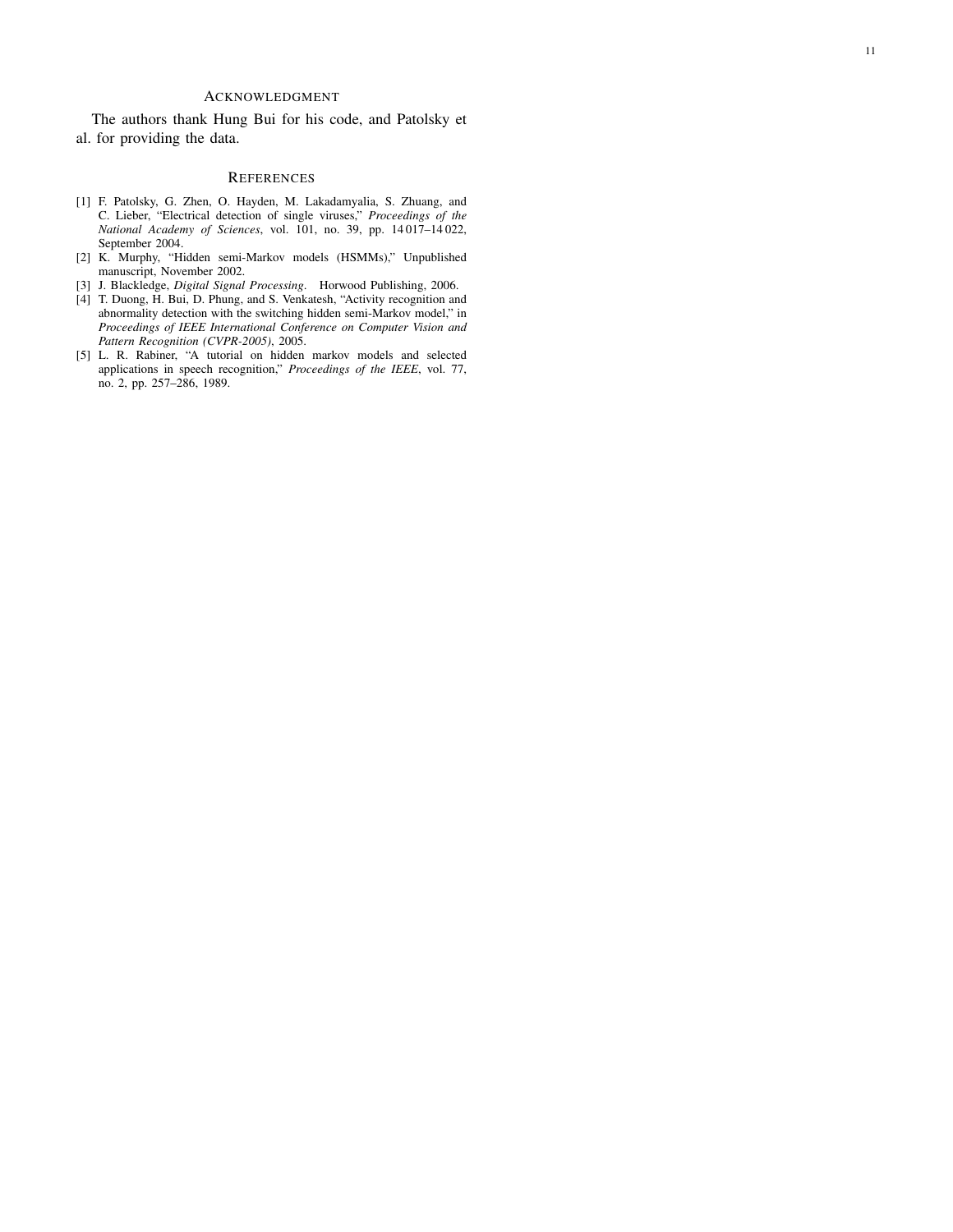## Acknowledgment

The authors thank Hung Bui for his code, and Patolsky et al. for providing the data.

## References

[1] F. Patolsky, G. Zhen, O. Hayden, M. Lakadamyalia, S. Zhuang, and C. Lieber, "Electrical detection of single viruses," *Proceedings of the National Academy of Sciences*, vol. 101, no. 39, pp. 14 017–14 022, September 2004.

[2] K. Murphy, "Hidden semi-Markov models (HSMMs)," Unpublished manuscript, November 2002.

[3] J. Blackledge, *Digital Signal Processing*. Horwood Publishing, 2006.

[4] T. Duong, H. Bui, D. Phung, and S. Venkatesh, "Activity recognition and abnormality detection with the switching hidden semi-Markov model," in *Proceedings of IEEE International Conference on Computer Vision and Pattern Recognition (CVPR-2005)*, 2005.

[5] L. R. Rabiner, "A tutorial on hidden markov models and selected applications in speech recognition," *Proceedings of the IEEE*, vol. 77, no. 2, pp. 257–286, 1989.